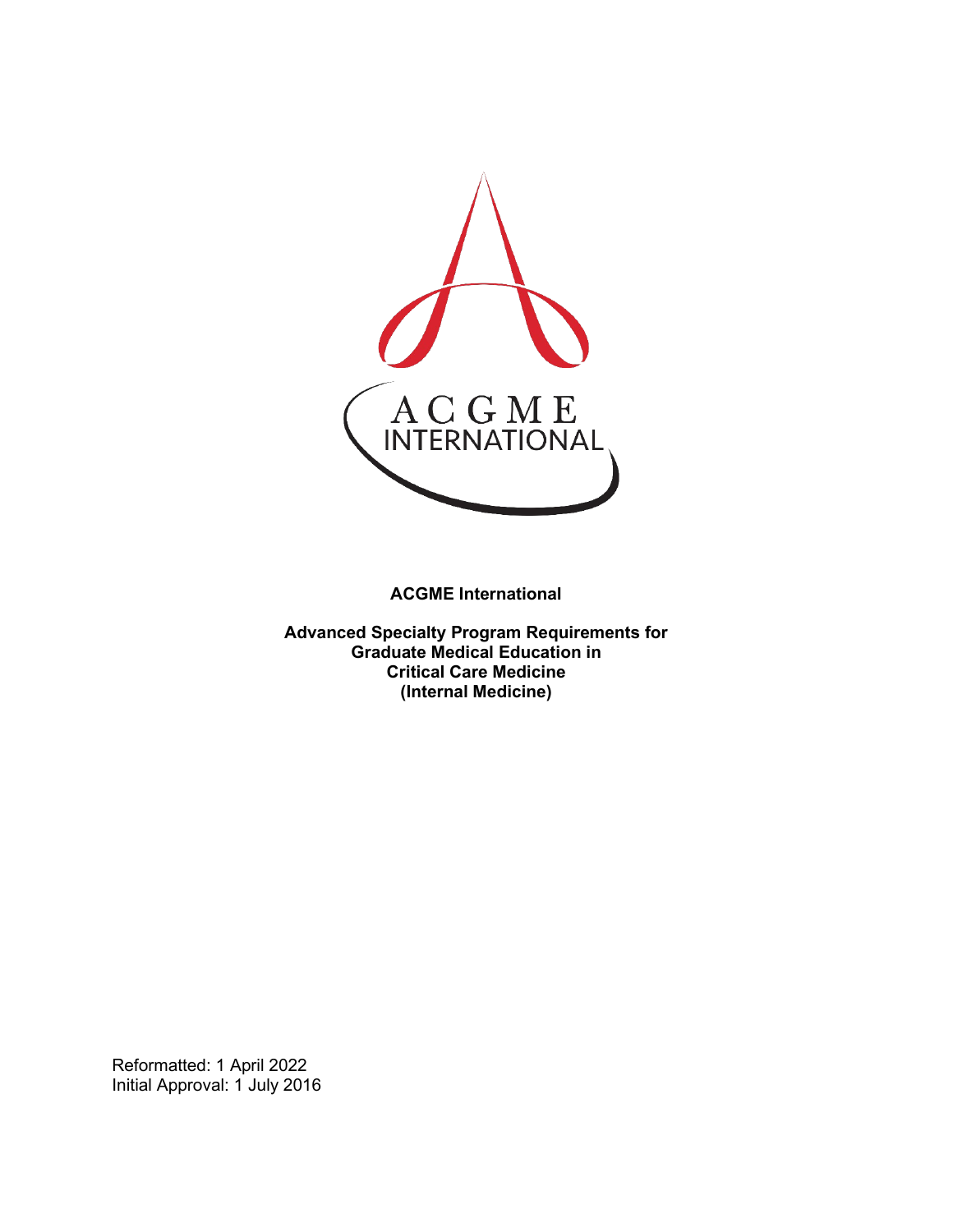ACGME
INTERNATIONAL

**ACGME International**

**Advanced Specialty Program Requirements for Graduate Medical Education in Critical Care Medicine (Internal Medicine)**

Reformatted: 1 April 2022
Initial Approval: 1 July 2016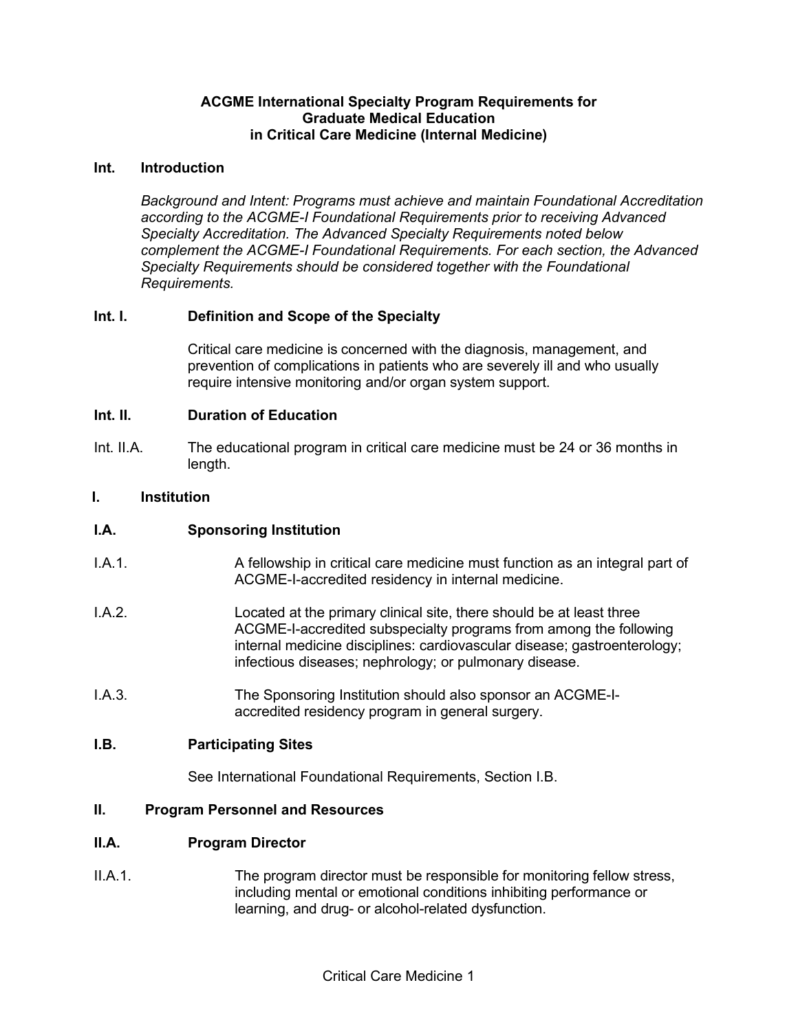**ACGME International Specialty Program Requirements for Graduate Medical Education in Critical Care Medicine (Internal Medicine)**

## Int. Introduction

*Background and Intent: Programs must achieve and maintain Foundational Accreditation according to the ACGME-I Foundational Requirements prior to receiving Advanced Specialty Accreditation. The Advanced Specialty Requirements noted below complement the ACGME-I Foundational Requirements. For each section, the Advanced Specialty Requirements should be considered together with the Foundational Requirements.*

### Int. I. Definition and Scope of the Specialty

Critical care medicine is concerned with the diagnosis, management, and prevention of complications in patients who are severely ill and who usually require intensive monitoring and/or organ system support.

### Int. II. Duration of Education

Int. II.A. The educational program in critical care medicine must be 24 or 36 months in length.

## I. Institution

### I.A. Sponsoring Institution

I.A.1. A fellowship in critical care medicine must function as an integral part of ACGME-I-accredited residency in internal medicine.

I.A.2. Located at the primary clinical site, there should be at least three ACGME-I-accredited subspecialty programs from among the following internal medicine disciplines: cardiovascular disease; gastroenterology; infectious diseases; nephrology; or pulmonary disease.

I.A.3. The Sponsoring Institution should also sponsor an ACGME-I-accredited residency program in general surgery.

### I.B. Participating Sites

See International Foundational Requirements, Section I.B.

## II. Program Personnel and Resources

### II.A. Program Director

II.A.1. The program director must be responsible for monitoring fellow stress, including mental or emotional conditions inhibiting performance or learning, and drug- or alcohol-related dysfunction.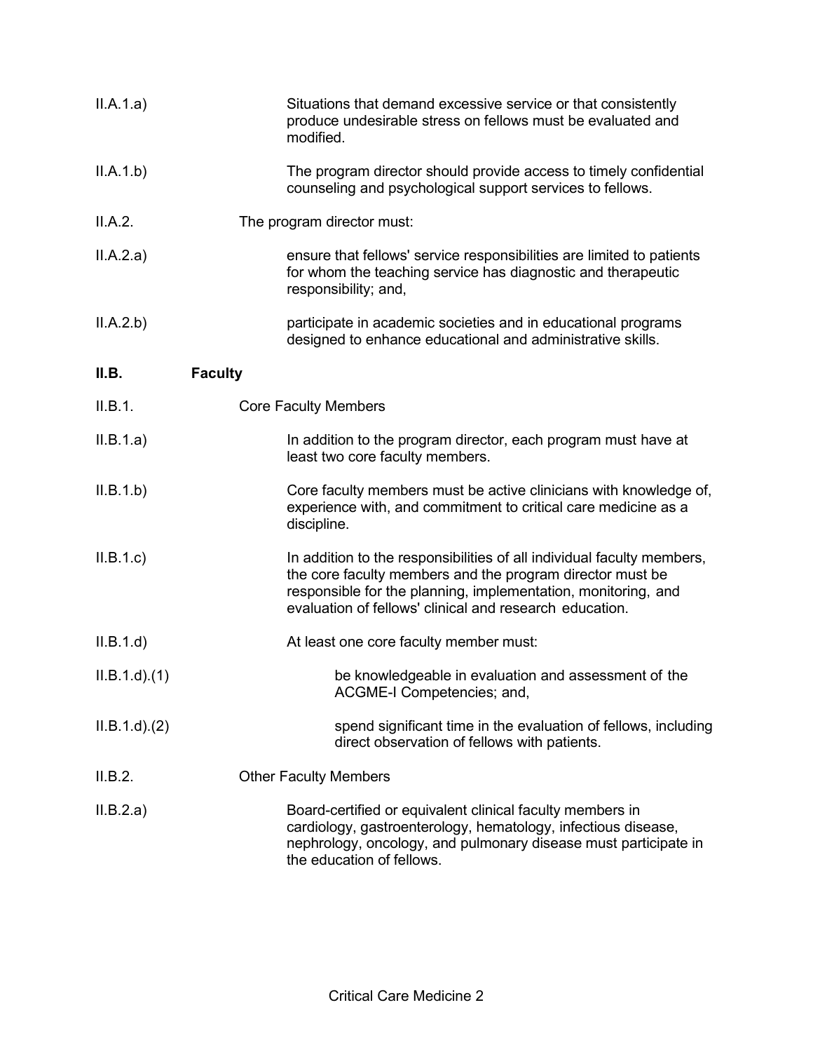II.A.1.a) Situations that demand excessive service or that consistently produce undesirable stress on fellows must be evaluated and modified.

II.A.1.b) The program director should provide access to timely confidential counseling and psychological support services to fellows.

II.A.2. The program director must:

II.A.2.a) ensure that fellows' service responsibilities are limited to patients for whom the teaching service has diagnostic and therapeutic responsibility; and,

II.A.2.b) participate in academic societies and in educational programs designed to enhance educational and administrative skills.

## II.B. Faculty

II.B.1. Core Faculty Members

II.B.1.a) In addition to the program director, each program must have at least two core faculty members.

II.B.1.b) Core faculty members must be active clinicians with knowledge of, experience with, and commitment to critical care medicine as a discipline.

II.B.1.c) In addition to the responsibilities of all individual faculty members, the core faculty members and the program director must be responsible for the planning, implementation, monitoring, and evaluation of fellows' clinical and research education.

II.B.1.d) At least one core faculty member must:

II.B.1.d).(1) be knowledgeable in evaluation and assessment of the ACGME-I Competencies; and,

II.B.1.d).(2) spend significant time in the evaluation of fellows, including direct observation of fellows with patients.

II.B.2. Other Faculty Members

II.B.2.a) Board-certified or equivalent clinical faculty members in cardiology, gastroenterology, hematology, infectious disease, nephrology, oncology, and pulmonary disease must participate in the education of fellows.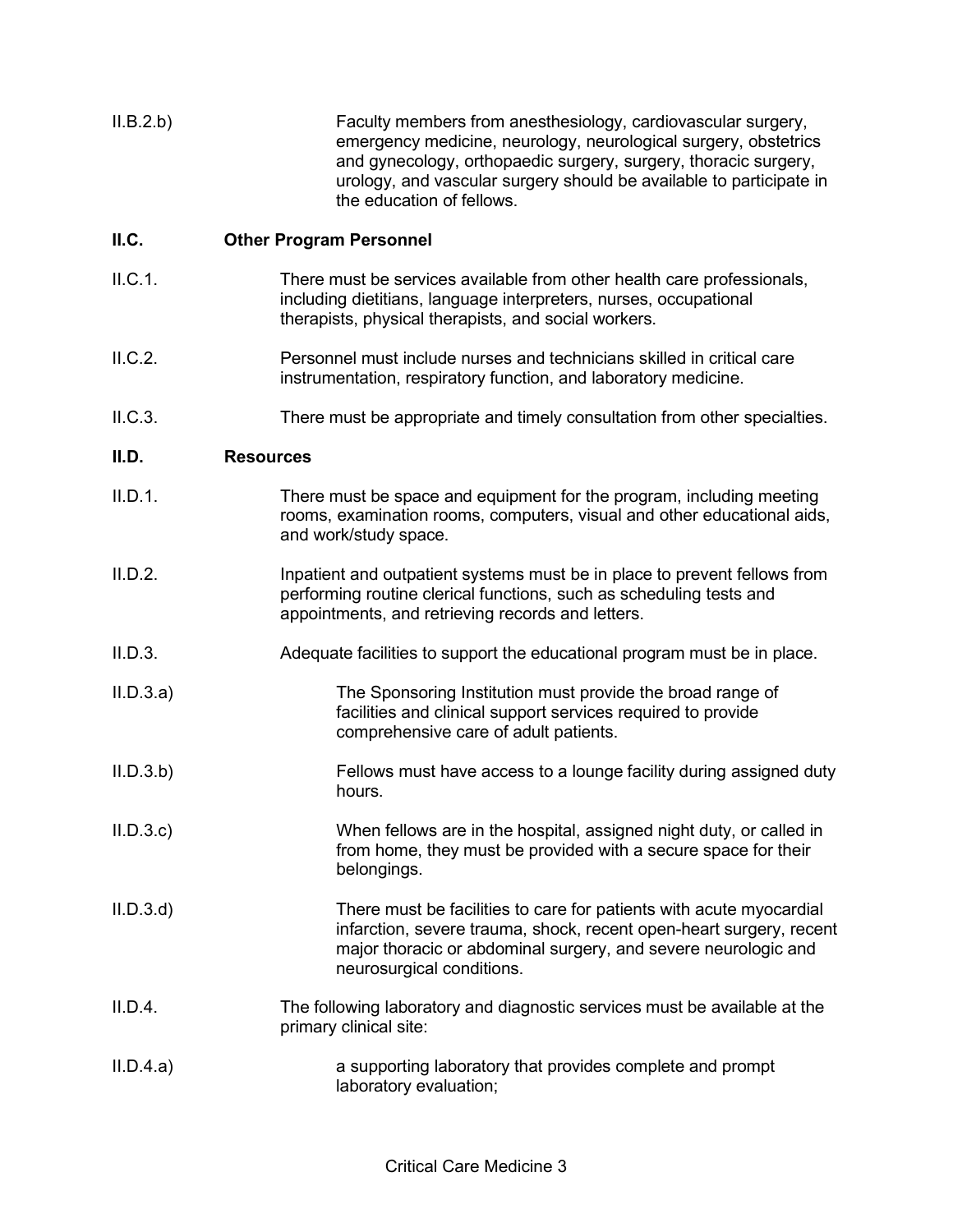II.B.2.b) Faculty members from anesthesiology, cardiovascular surgery, emergency medicine, neurology, neurological surgery, obstetrics and gynecology, orthopaedic surgery, surgery, thoracic surgery, urology, and vascular surgery should be available to participate in the education of fellows.

**II.C. Other Program Personnel**

II.C.1. There must be services available from other health care professionals, including dietitians, language interpreters, nurses, occupational therapists, physical therapists, and social workers.

II.C.2. Personnel must include nurses and technicians skilled in critical care instrumentation, respiratory function, and laboratory medicine.

II.C.3. There must be appropriate and timely consultation from other specialties.

**II.D. Resources**

II.D.1. There must be space and equipment for the program, including meeting rooms, examination rooms, computers, visual and other educational aids, and work/study space.

II.D.2. Inpatient and outpatient systems must be in place to prevent fellows from performing routine clerical functions, such as scheduling tests and appointments, and retrieving records and letters.

II.D.3. Adequate facilities to support the educational program must be in place.

II.D.3.a) The Sponsoring Institution must provide the broad range of facilities and clinical support services required to provide comprehensive care of adult patients.

II.D.3.b) Fellows must have access to a lounge facility during assigned duty hours.

II.D.3.c) When fellows are in the hospital, assigned night duty, or called in from home, they must be provided with a secure space for their belongings.

II.D.3.d) There must be facilities to care for patients with acute myocardial infarction, severe trauma, shock, recent open-heart surgery, recent major thoracic or abdominal surgery, and severe neurologic and neurosurgical conditions.

II.D.4. The following laboratory and diagnostic services must be available at the primary clinical site:

II.D.4.a) a supporting laboratory that provides complete and prompt laboratory evaluation;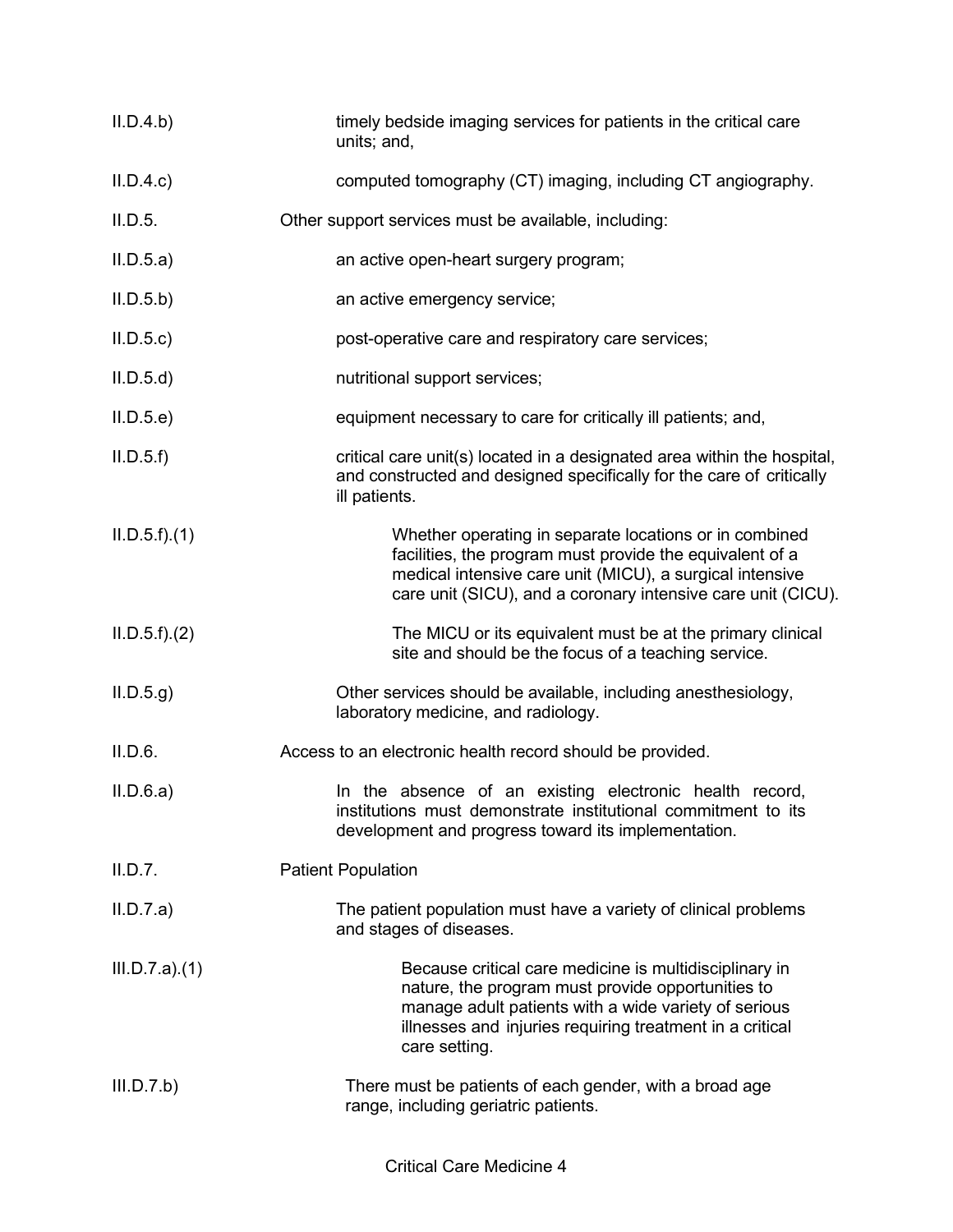II.D.4.b) timely bedside imaging services for patients in the critical care units; and,

II.D.4.c) computed tomography (CT) imaging, including CT angiography.

II.D.5. Other support services must be available, including:

II.D.5.a) an active open-heart surgery program;

II.D.5.b) an active emergency service;

II.D.5.c) post-operative care and respiratory care services;

II.D.5.d) nutritional support services;

II.D.5.e) equipment necessary to care for critically ill patients; and,

II.D.5.f) critical care unit(s) located in a designated area within the hospital, and constructed and designed specifically for the care of critically ill patients.

II.D.5.f).(1) Whether operating in separate locations or in combined facilities, the program must provide the equivalent of a medical intensive care unit (MICU), a surgical intensive care unit (SICU), and a coronary intensive care unit (CICU).

II.D.5.f).(2) The MICU or its equivalent must be at the primary clinical site and should be the focus of a teaching service.

II.D.5.g) Other services should be available, including anesthesiology, laboratory medicine, and radiology.

II.D.6. Access to an electronic health record should be provided.

II.D.6.a) In the absence of an existing electronic health record, institutions must demonstrate institutional commitment to its development and progress toward its implementation.

II.D.7. Patient Population

II.D.7.a) The patient population must have a variety of clinical problems and stages of diseases.

III.D.7.a).(1) Because critical care medicine is multidisciplinary in nature, the program must provide opportunities to manage adult patients with a wide variety of serious illnesses and injuries requiring treatment in a critical care setting.

III.D.7.b) There must be patients of each gender, with a broad age range, including geriatric patients.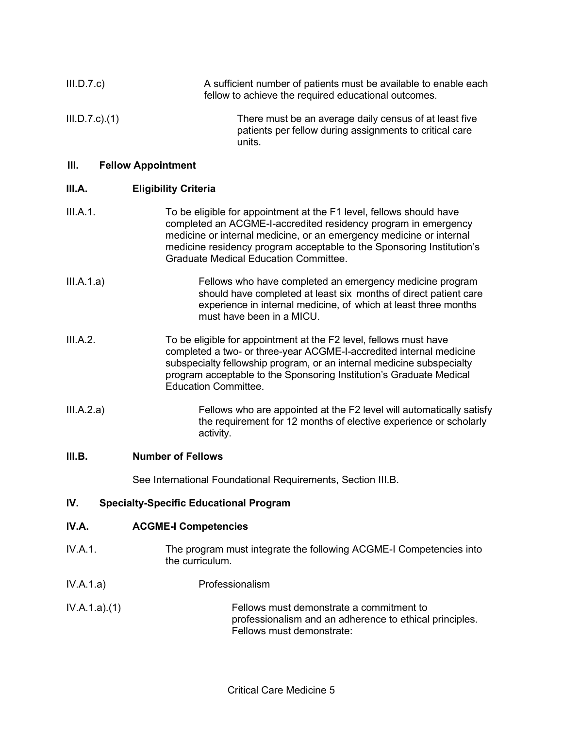III.D.7.c) A sufficient number of patients must be available to enable each fellow to achieve the required educational outcomes.

III.D.7.c).(1) There must be an average daily census of at least five patients per fellow during assignments to critical care units.

## III. Fellow Appointment

### III.A. Eligibility Criteria

III.A.1. To be eligible for appointment at the F1 level, fellows should have completed an ACGME-I-accredited residency program in emergency medicine or internal medicine, or an emergency medicine or internal medicine residency program acceptable to the Sponsoring Institution's Graduate Medical Education Committee.

III.A.1.a) Fellows who have completed an emergency medicine program should have completed at least six months of direct patient care experience in internal medicine, of which at least three months must have been in a MICU.

III.A.2. To be eligible for appointment at the F2 level, fellows must have completed a two- or three-year ACGME-I-accredited internal medicine subspecialty fellowship program, or an internal medicine subspecialty program acceptable to the Sponsoring Institution's Graduate Medical Education Committee.

III.A.2.a) Fellows who are appointed at the F2 level will automatically satisfy the requirement for 12 months of elective experience or scholarly activity.

### III.B. Number of Fellows

See International Foundational Requirements, Section III.B.

## IV. Specialty-Specific Educational Program

### IV.A. ACGME-I Competencies

IV.A.1. The program must integrate the following ACGME-I Competencies into the curriculum.

IV.A.1.a) Professionalism

IV.A.1.a).(1) Fellows must demonstrate a commitment to professionalism and an adherence to ethical principles. Fellows must demonstrate: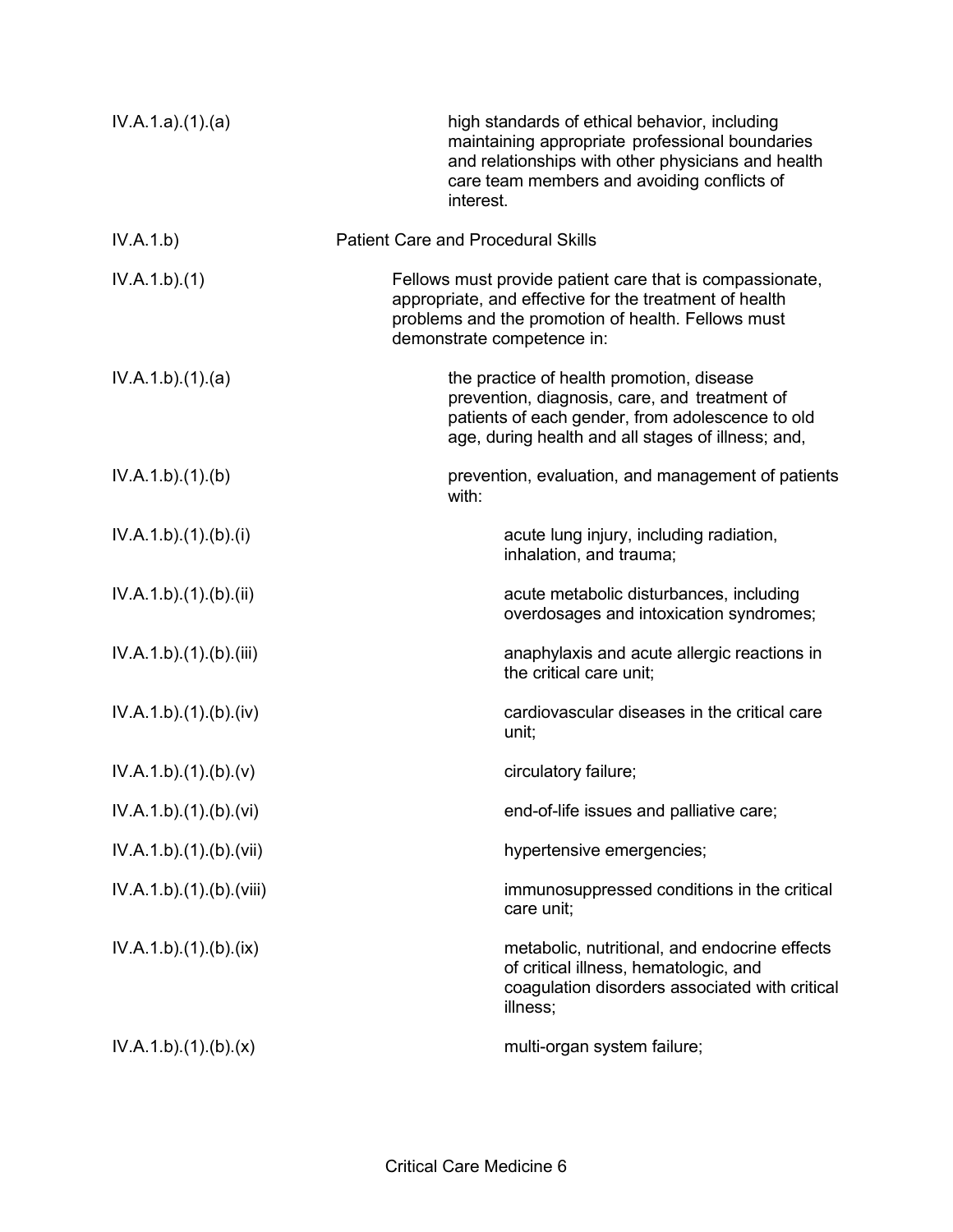IV.A.1.a).(1).(a) high standards of ethical behavior, including maintaining appropriate professional boundaries and relationships with other physicians and health care team members and avoiding conflicts of interest.

IV.A.1.b) Patient Care and Procedural Skills

IV.A.1.b).(1) Fellows must provide patient care that is compassionate, appropriate, and effective for the treatment of health problems and the promotion of health. Fellows must demonstrate competence in:

IV.A.1.b).(1).(a) the practice of health promotion, disease prevention, diagnosis, care, and treatment of patients of each gender, from adolescence to old age, during health and all stages of illness; and,

IV.A.1.b).(1).(b) prevention, evaluation, and management of patients with:

IV.A.1.b).(1).(b).(i) acute lung injury, including radiation, inhalation, and trauma;

IV.A.1.b).(1).(b).(ii) acute metabolic disturbances, including overdosages and intoxication syndromes;

IV.A.1.b).(1).(b).(iii) anaphylaxis and acute allergic reactions in the critical care unit;

IV.A.1.b).(1).(b).(iv) cardiovascular diseases in the critical care unit;

IV.A.1.b).(1).(b).(v) circulatory failure;

IV.A.1.b).(1).(b).(vi) end-of-life issues and palliative care;

IV.A.1.b).(1).(b).(vii) hypertensive emergencies;

IV.A.1.b).(1).(b).(viii) immunosuppressed conditions in the critical care unit;

IV.A.1.b).(1).(b).(ix) metabolic, nutritional, and endocrine effects of critical illness, hematologic, and coagulation disorders associated with critical illness;

IV.A.1.b).(1).(b).(x) multi-organ system failure;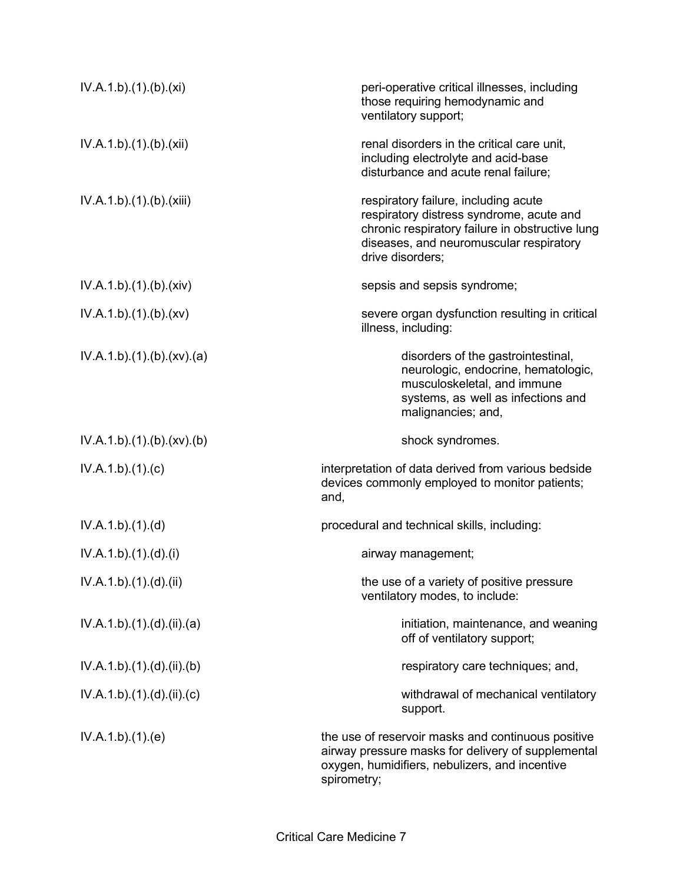| | |
|---|---|
| IV.A.1.b).(1).(b).(xi) | peri-operative critical illnesses, including those requiring hemodynamic and ventilatory support; |
| IV.A.1.b).(1).(b).(xii) | renal disorders in the critical care unit, including electrolyte and acid-base disturbance and acute renal failure; |
| IV.A.1.b).(1).(b).(xiii) | respiratory failure, including acute respiratory distress syndrome, acute and chronic respiratory failure in obstructive lung diseases, and neuromuscular respiratory drive disorders; |
| IV.A.1.b).(1).(b).(xiv) | sepsis and sepsis syndrome; |
| IV.A.1.b).(1).(b).(xv) | severe organ dysfunction resulting in critical illness, including: |
| IV.A.1.b).(1).(b).(xv).(a) | disorders of the gastrointestinal, neurologic, endocrine, hematologic, musculoskeletal, and immune systems, as well as infections and malignancies; and, |
| IV.A.1.b).(1).(b).(xv).(b) | shock syndromes. |
| IV.A.1.b).(1).(c) | interpretation of data derived from various bedside devices commonly employed to monitor patients; and, |
| IV.A.1.b).(1).(d) | procedural and technical skills, including: |
| IV.A.1.b).(1).(d).(i) | airway management; |
| IV.A.1.b).(1).(d).(ii) | the use of a variety of positive pressure ventilatory modes, to include: |
| IV.A.1.b).(1).(d).(ii).(a) | initiation, maintenance, and weaning off of ventilatory support; |
| IV.A.1.b).(1).(d).(ii).(b) | respiratory care techniques; and, |
| IV.A.1.b).(1).(d).(ii).(c) | withdrawal of mechanical ventilatory support. |
| IV.A.1.b).(1).(e) | the use of reservoir masks and continuous positive airway pressure masks for delivery of supplemental oxygen, humidifiers, nebulizers, and incentive spirometry; |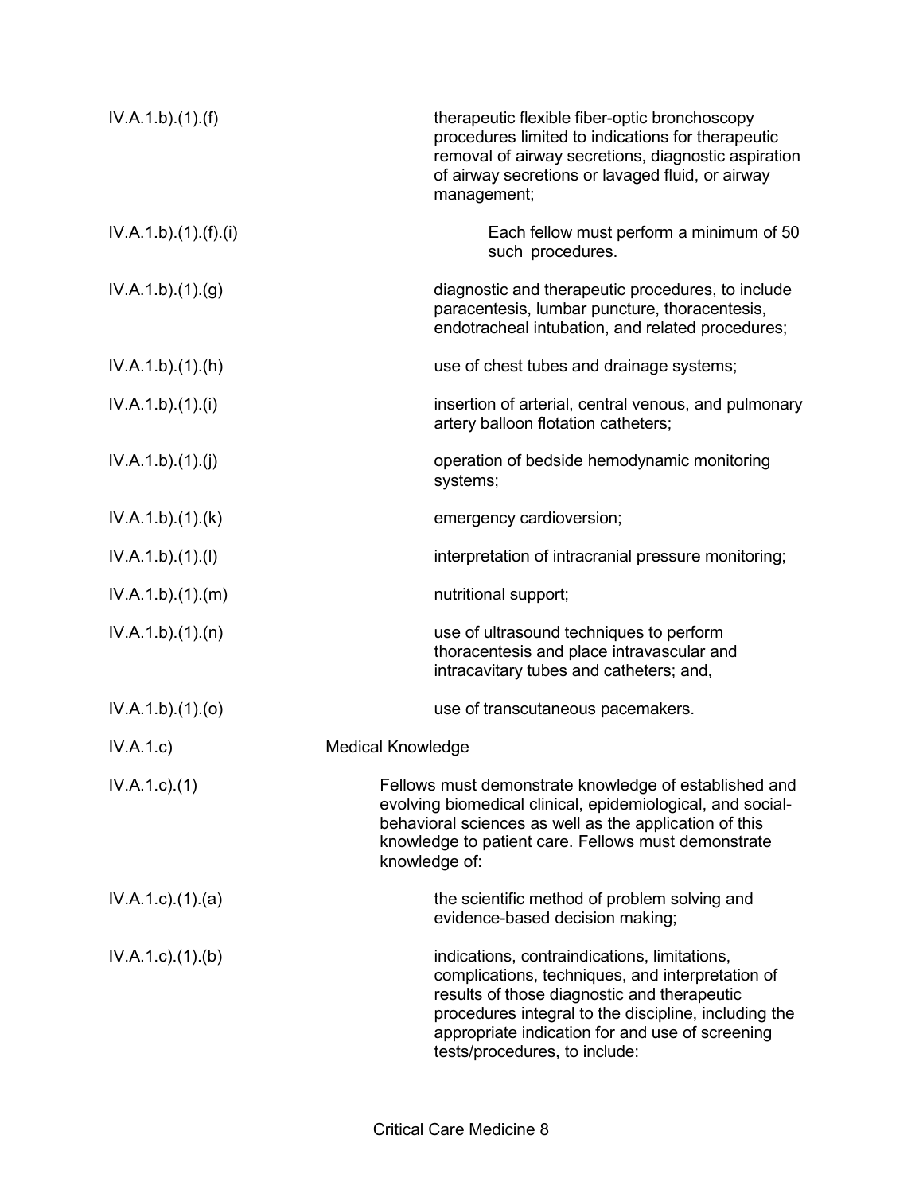| | |
|---|---|
| IV.A.1.b).(1).(f) | therapeutic flexible fiber-optic bronchoscopy procedures limited to indications for therapeutic removal of airway secretions, diagnostic aspiration of airway secretions or lavaged fluid, or airway management; |
| IV.A.1.b).(1).(f).(i) | Each fellow must perform a minimum of 50 such procedures. |
| IV.A.1.b).(1).(g) | diagnostic and therapeutic procedures, to include paracentesis, lumbar puncture, thoracentesis, endotracheal intubation, and related procedures; |
| IV.A.1.b).(1).(h) | use of chest tubes and drainage systems; |
| IV.A.1.b).(1).(i) | insertion of arterial, central venous, and pulmonary artery balloon flotation catheters; |
| IV.A.1.b).(1).(j) | operation of bedside hemodynamic monitoring systems; |
| IV.A.1.b).(1).(k) | emergency cardioversion; |
| IV.A.1.b).(1).(l) | interpretation of intracranial pressure monitoring; |
| IV.A.1.b).(1).(m) | nutritional support; |
| IV.A.1.b).(1).(n) | use of ultrasound techniques to perform thoracentesis and place intravascular and intracavitary tubes and catheters; and, |
| IV.A.1.b).(1).(o) | use of transcutaneous pacemakers. |
| IV.A.1.c) | Medical Knowledge |
| IV.A.1.c).(1) | Fellows must demonstrate knowledge of established and evolving biomedical clinical, epidemiological, and social-behavioral sciences as well as the application of this knowledge to patient care. Fellows must demonstrate knowledge of: |
| IV.A.1.c).(1).(a) | the scientific method of problem solving and evidence-based decision making; |
| IV.A.1.c).(1).(b) | indications, contraindications, limitations, complications, techniques, and interpretation of results of those diagnostic and therapeutic procedures integral to the discipline, including the appropriate indication for and use of screening tests/procedures, to include: |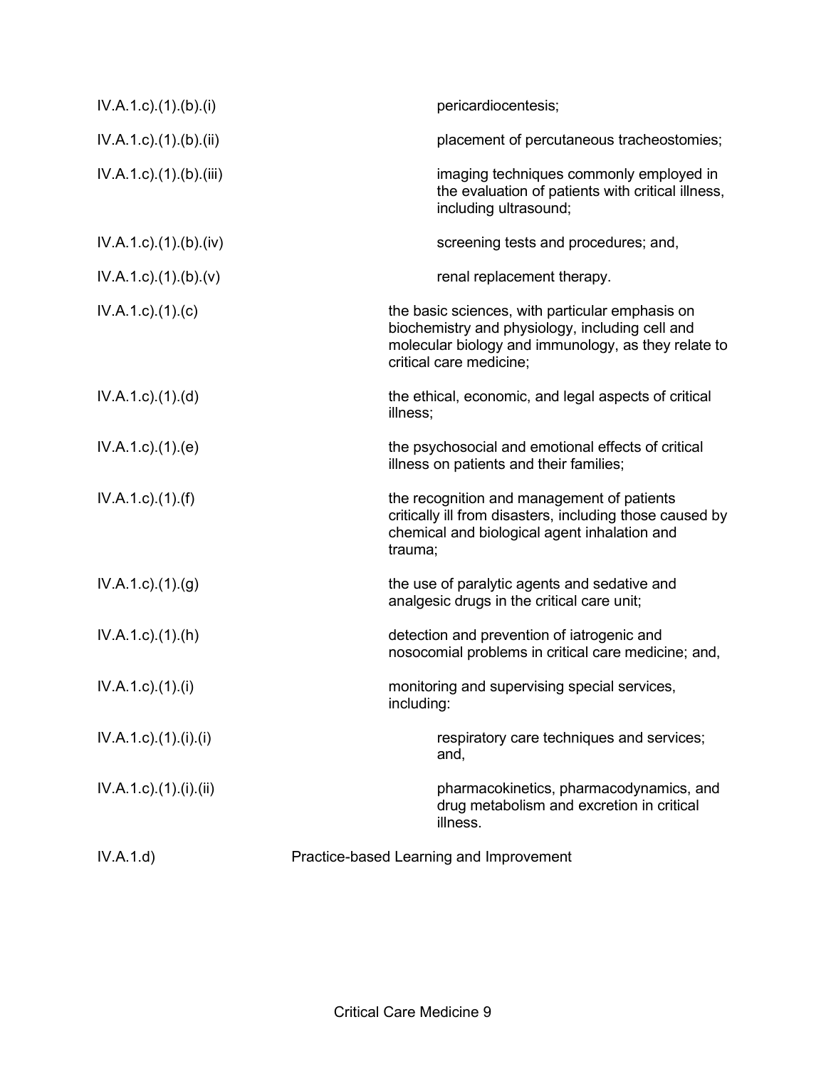IV.A.1.c).(1).(b).(i) pericardiocentesis;

IV.A.1.c).(1).(b).(ii) placement of percutaneous tracheostomies;

IV.A.1.c).(1).(b).(iii) imaging techniques commonly employed in the evaluation of patients with critical illness, including ultrasound;

IV.A.1.c).(1).(b).(iv) screening tests and procedures; and,

IV.A.1.c).(1).(b).(v) renal replacement therapy.

IV.A.1.c).(1).(c) the basic sciences, with particular emphasis on biochemistry and physiology, including cell and molecular biology and immunology, as they relate to critical care medicine;

IV.A.1.c).(1).(d) the ethical, economic, and legal aspects of critical illness;

IV.A.1.c).(1).(e) the psychosocial and emotional effects of critical illness on patients and their families;

IV.A.1.c).(1).(f) the recognition and management of patients critically ill from disasters, including those caused by chemical and biological agent inhalation and trauma;

IV.A.1.c).(1).(g) the use of paralytic agents and sedative and analgesic drugs in the critical care unit;

IV.A.1.c).(1).(h) detection and prevention of iatrogenic and nosocomial problems in critical care medicine; and,

IV.A.1.c).(1).(i) monitoring and supervising special services, including:

IV.A.1.c).(1).(i).(i) respiratory care techniques and services; and,

IV.A.1.c).(1).(i).(ii) pharmacokinetics, pharmacodynamics, and drug metabolism and excretion in critical illness.

IV.A.1.d) Practice-based Learning and Improvement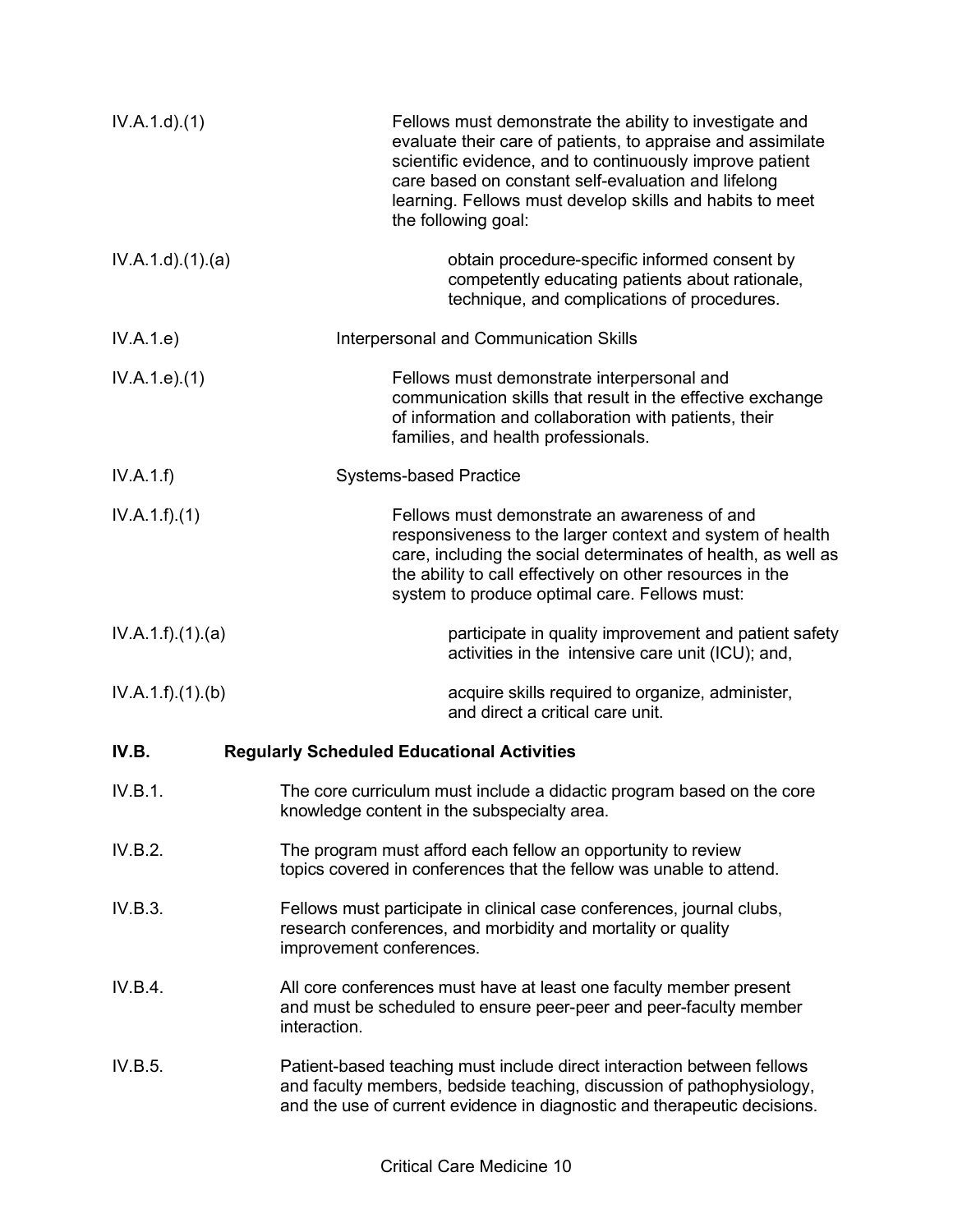IV.A.1.d).(1) Fellows must demonstrate the ability to investigate and evaluate their care of patients, to appraise and assimilate scientific evidence, and to continuously improve patient care based on constant self-evaluation and lifelong learning. Fellows must develop skills and habits to meet the following goal:

IV.A.1.d).(1).(a) obtain procedure-specific informed consent by competently educating patients about rationale, technique, and complications of procedures.

IV.A.1.e) Interpersonal and Communication Skills

IV.A.1.e).(1) Fellows must demonstrate interpersonal and communication skills that result in the effective exchange of information and collaboration with patients, their families, and health professionals.

IV.A.1.f) Systems-based Practice

IV.A.1.f).(1) Fellows must demonstrate an awareness of and responsiveness to the larger context and system of health care, including the social determinates of health, as well as the ability to call effectively on other resources in the system to produce optimal care. Fellows must:

IV.A.1.f).(1).(a) participate in quality improvement and patient safety activities in the intensive care unit (ICU); and,

IV.A.1.f).(1).(b) acquire skills required to organize, administer, and direct a critical care unit.

**IV.B. Regularly Scheduled Educational Activities**

IV.B.1. The core curriculum must include a didactic program based on the core knowledge content in the subspecialty area.

IV.B.2. The program must afford each fellow an opportunity to review topics covered in conferences that the fellow was unable to attend.

IV.B.3. Fellows must participate in clinical case conferences, journal clubs, research conferences, and morbidity and mortality or quality improvement conferences.

IV.B.4. All core conferences must have at least one faculty member present and must be scheduled to ensure peer-peer and peer-faculty member interaction.

IV.B.5. Patient-based teaching must include direct interaction between fellows and faculty members, bedside teaching, discussion of pathophysiology, and the use of current evidence in diagnostic and therapeutic decisions.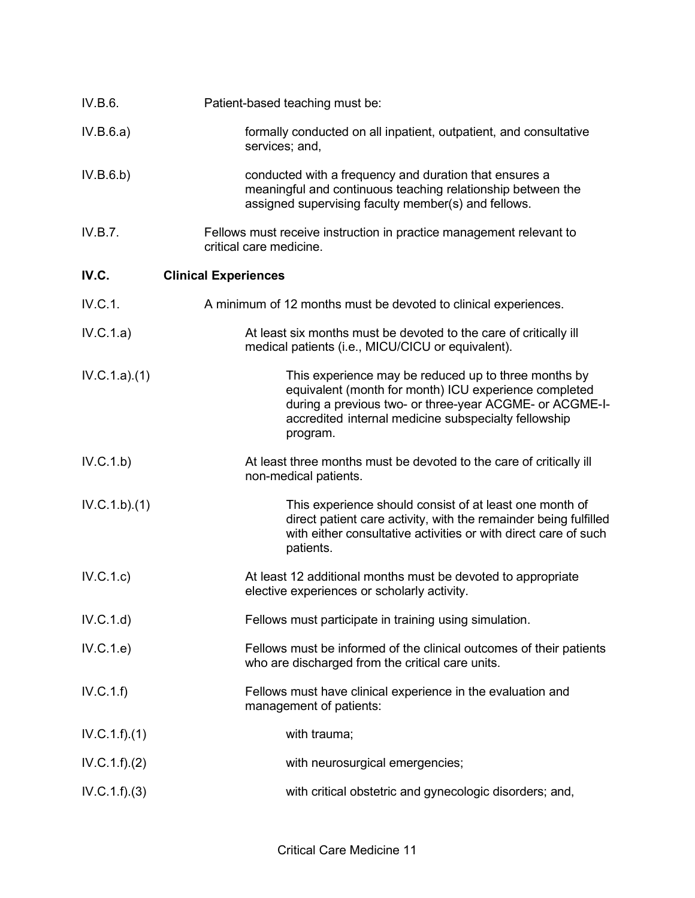IV.B.6. Patient-based teaching must be:

IV.B.6.a) formally conducted on all inpatient, outpatient, and consultative services; and,

IV.B.6.b) conducted with a frequency and duration that ensures a meaningful and continuous teaching relationship between the assigned supervising faculty member(s) and fellows.

IV.B.7. Fellows must receive instruction in practice management relevant to critical care medicine.

**IV.C. Clinical Experiences**

IV.C.1. A minimum of 12 months must be devoted to clinical experiences.

IV.C.1.a) At least six months must be devoted to the care of critically ill medical patients (i.e., MICU/CICU or equivalent).

IV.C.1.a).(1) This experience may be reduced up to three months by equivalent (month for month) ICU experience completed during a previous two- or three-year ACGME- or ACGME-I-accredited internal medicine subspecialty fellowship program.

IV.C.1.b) At least three months must be devoted to the care of critically ill non-medical patients.

IV.C.1.b).(1) This experience should consist of at least one month of direct patient care activity, with the remainder being fulfilled with either consultative activities or with direct care of such patients.

IV.C.1.c) At least 12 additional months must be devoted to appropriate elective experiences or scholarly activity.

IV.C.1.d) Fellows must participate in training using simulation.

IV.C.1.e) Fellows must be informed of the clinical outcomes of their patients who are discharged from the critical care units.

IV.C.1.f) Fellows must have clinical experience in the evaluation and management of patients:

IV.C.1.f).(1) with trauma;

IV.C.1.f).(2) with neurosurgical emergencies;

IV.C.1.f).(3) with critical obstetric and gynecologic disorders; and,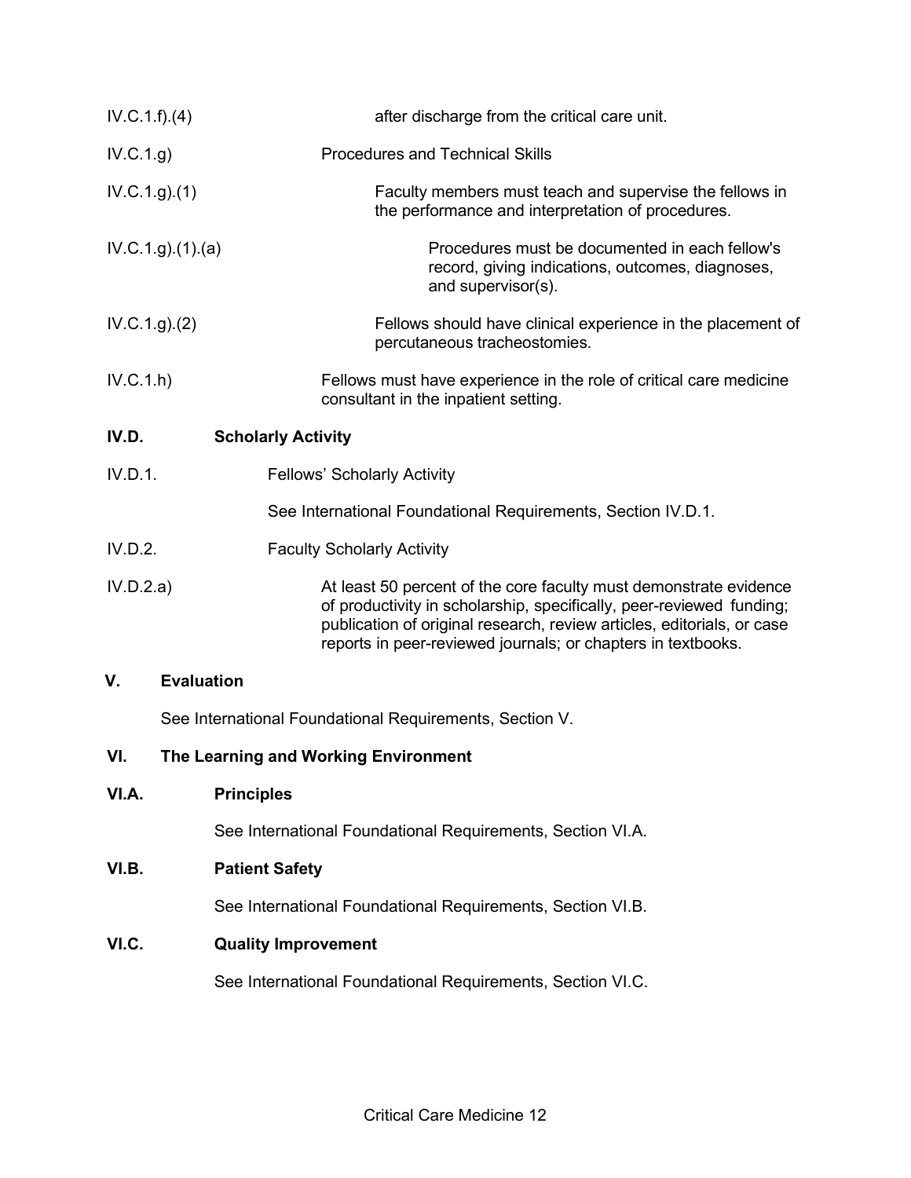IV.C.1.f).(4) after discharge from the critical care unit.

IV.C.1.g) Procedures and Technical Skills

IV.C.1.g).(1) Faculty members must teach and supervise the fellows in the performance and interpretation of procedures.

IV.C.1.g).(1).(a) Procedures must be documented in each fellow's record, giving indications, outcomes, diagnoses, and supervisor(s).

IV.C.1.g).(2) Fellows should have clinical experience in the placement of percutaneous tracheostomies.

IV.C.1.h) Fellows must have experience in the role of critical care medicine consultant in the inpatient setting.

**IV.D. Scholarly Activity**

IV.D.1. Fellows' Scholarly Activity

See International Foundational Requirements, Section IV.D.1.

IV.D.2. Faculty Scholarly Activity

IV.D.2.a) At least 50 percent of the core faculty must demonstrate evidence of productivity in scholarship, specifically, peer-reviewed funding; publication of original research, review articles, editorials, or case reports in peer-reviewed journals; or chapters in textbooks.

## V. Evaluation

See International Foundational Requirements, Section V.

## VI. The Learning and Working Environment

### VI.A. Principles

See International Foundational Requirements, Section VI.A.

### VI.B. Patient Safety

See International Foundational Requirements, Section VI.B.

### VI.C. Quality Improvement

See International Foundational Requirements, Section VI.C.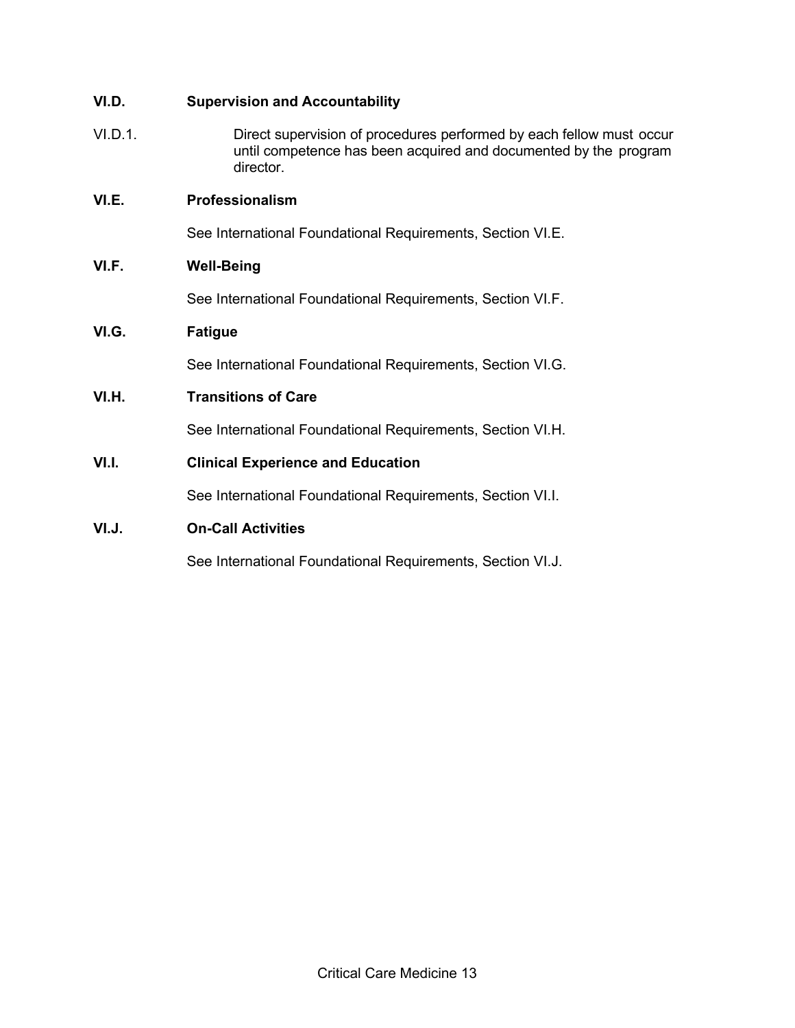**VI.D. Supervision and Accountability**

VI.D.1. Direct supervision of procedures performed by each fellow must occur until competence has been acquired and documented by the program director.

**VI.E. Professionalism**

See International Foundational Requirements, Section VI.E.

**VI.F. Well-Being**

See International Foundational Requirements, Section VI.F.

**VI.G. Fatigue**

See International Foundational Requirements, Section VI.G.

**VI.H. Transitions of Care**

See International Foundational Requirements, Section VI.H.

**VI.I. Clinical Experience and Education**

See International Foundational Requirements, Section VI.I.

**VI.J. On-Call Activities**

See International Foundational Requirements, Section VI.J.